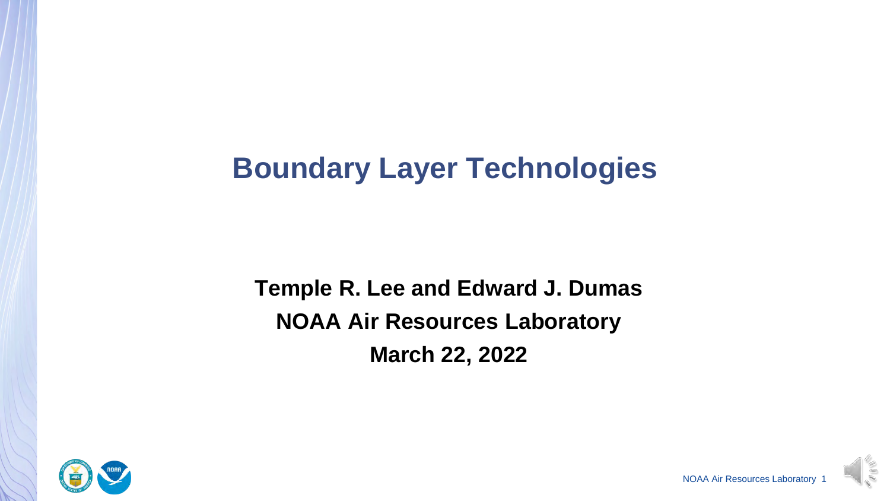# Boundary Layer Technologies

**Temple R. Lee and Edward J. Dumas**
**NOAA Air Resources Laboratory**
**March 22, 2022**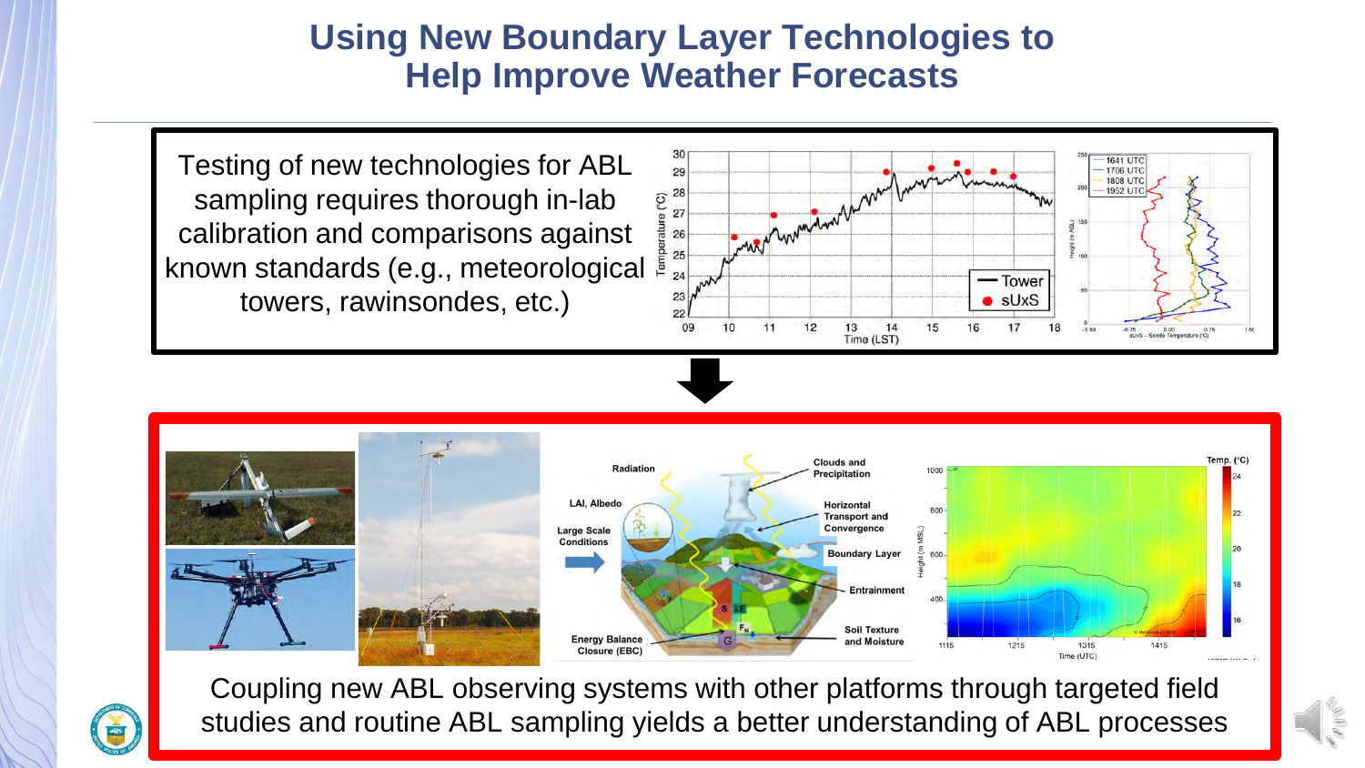# Using New Boundary Layer Technologies to Help Improve Weather Forecasts

Testing of new technologies for ABL sampling requires thorough in-lab calibration and comparisons against known standards (e.g., meteorological towers, rawinsondes, etc.)

Coupling new ABL observing systems with other platforms through targeted field studies and routine ABL sampling yields a better understanding of ABL processes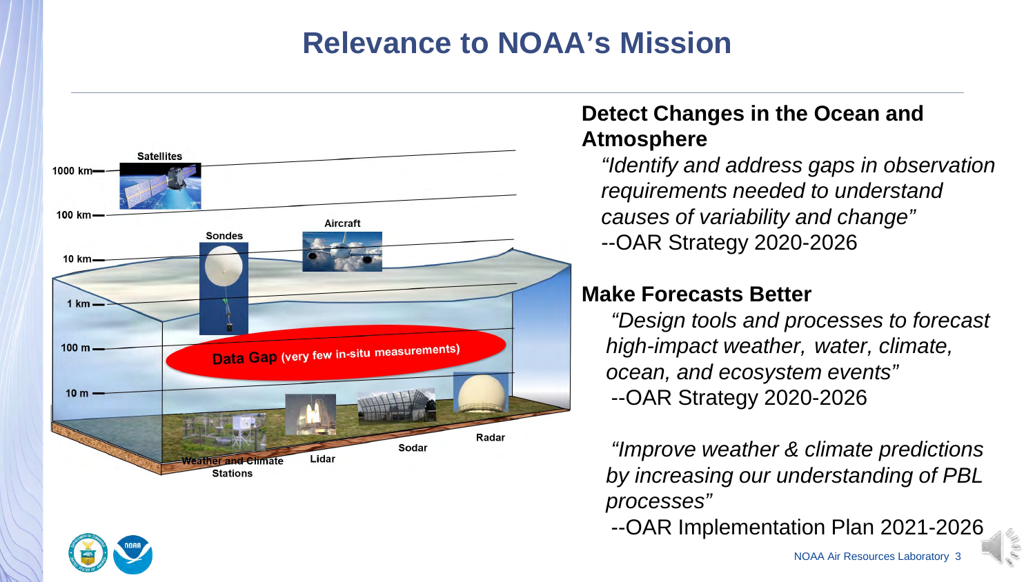# Relevance to NOAA's Mission

Satellites

1000 km

100 km

Sondes

Aircraft

10 km

1 km

100 m

Data Gap (very few in-situ measurements)

10 m

Weather and Climate Stations

Lidar

Sodar

Radar

## Detect Changes in the Ocean and Atmosphere

*"Identify and address gaps in observation requirements needed to understand causes of variability and change"*
--OAR Strategy 2020-2026

## Make Forecasts Better

*"Design tools and processes to forecast high-impact weather, water, climate, ocean, and ecosystem events"*
--OAR Strategy 2020-2026

*"Improve weather & climate predictions by increasing our understanding of PBL processes"*
--OAR Implementation Plan 2021-2026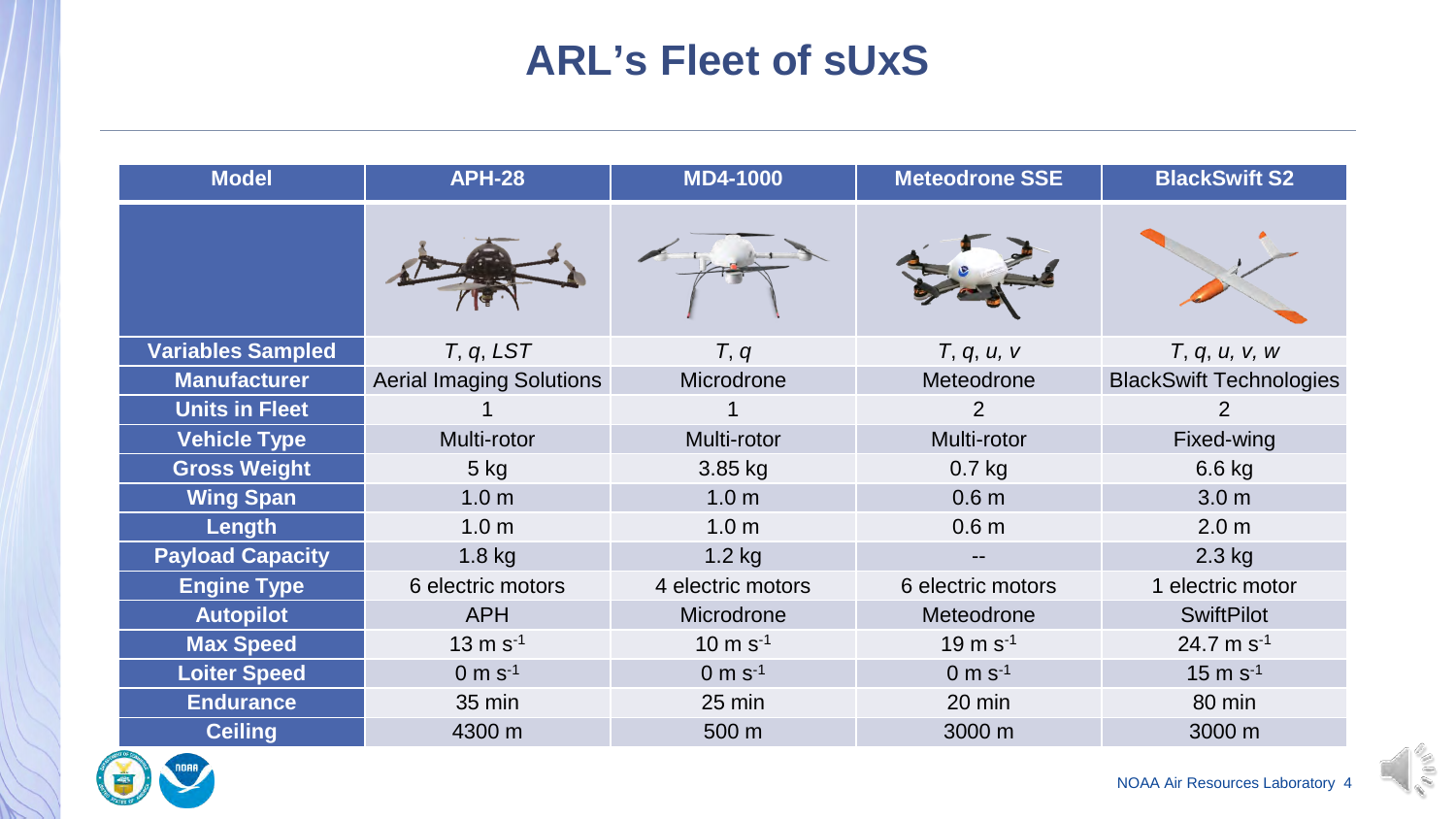# ARL's Fleet of sUxS

| Model | APH-28 | MD4-1000 | Meteodrone SSE | BlackSwift S2 |
|---|---|---|---|---|
| | | | | |
| **Variables Sampled** | $T$, $q$, $LST$ | $T$, $q$ | $T$, $q$, $u$, $v$ | $T$, $q$, $u$, $v$, $w$ |
| **Manufacturer** | Aerial Imaging Solutions | Microdrone | Meteodrone | BlackSwift Technologies |
| **Units in Fleet** | 1 | 1 | 2 | 2 |
| **Vehicle Type** | Multi-rotor | Multi-rotor | Multi-rotor | Fixed-wing |
| **Gross Weight** | 5 kg | 3.85 kg | 0.7 kg | 6.6 kg |
| **Wing Span** | 1.0 m | 1.0 m | 0.6 m | 3.0 m |
| **Length** | 1.0 m | 1.0 m | 0.6 m | 2.0 m |
| **Payload Capacity** | 1.8 kg | 1.2 kg | -- | 2.3 kg |
| **Engine Type** | 6 electric motors | 4 electric motors | 6 electric motors | 1 electric motor |
| **Autopilot** | APH | Microdrone | Meteodrone | SwiftPilot |
| **Max Speed** | 13 m $s^{-1}$ | 10 m $s^{-1}$ | 19 m $s^{-1}$ | 24.7 m $s^{-1}$ |
| **Loiter Speed** | 0 m $s^{-1}$ | 0 m $s^{-1}$ | 0 m $s^{-1}$ | 15 m $s^{-1}$ |
| **Endurance** | 35 min | 25 min | 20 min | 80 min |
| **Ceiling** | 4300 m | 500 m | 3000 m | 3000 m |

NOAA Air Resources Laboratory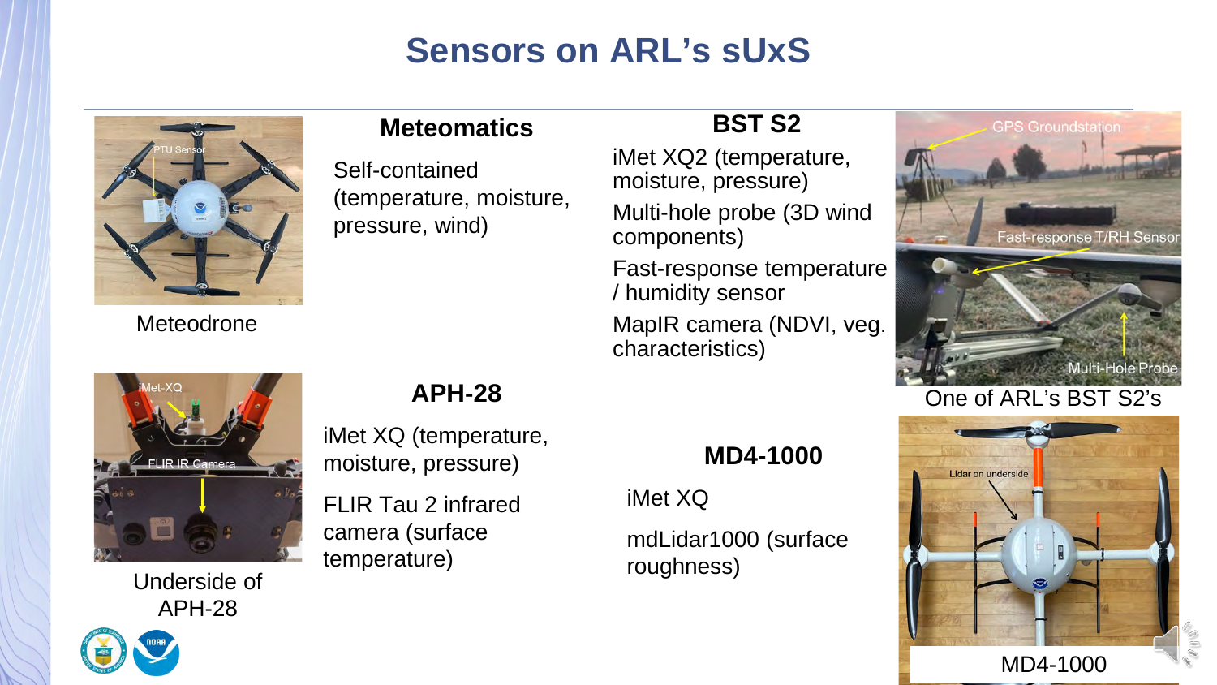# Sensors on ARL's sUxS

Meteodrone

## Meteomatics

Self-contained (temperature, moisture, pressure, wind)

## BST S2

iMet XQ2 (temperature, moisture, pressure)

Multi-hole probe (3D wind components)

Fast-response temperature / humidity sensor

MapIR camera (NDVI, veg. characteristics)

One of ARL's BST S2's

Underside of APH-28

## APH-28

iMet XQ (temperature, moisture, pressure)

FLIR Tau 2 infrared camera (surface temperature)

## MD4-1000

iMet XQ

mdLidar1000 (surface roughness)

MD4-1000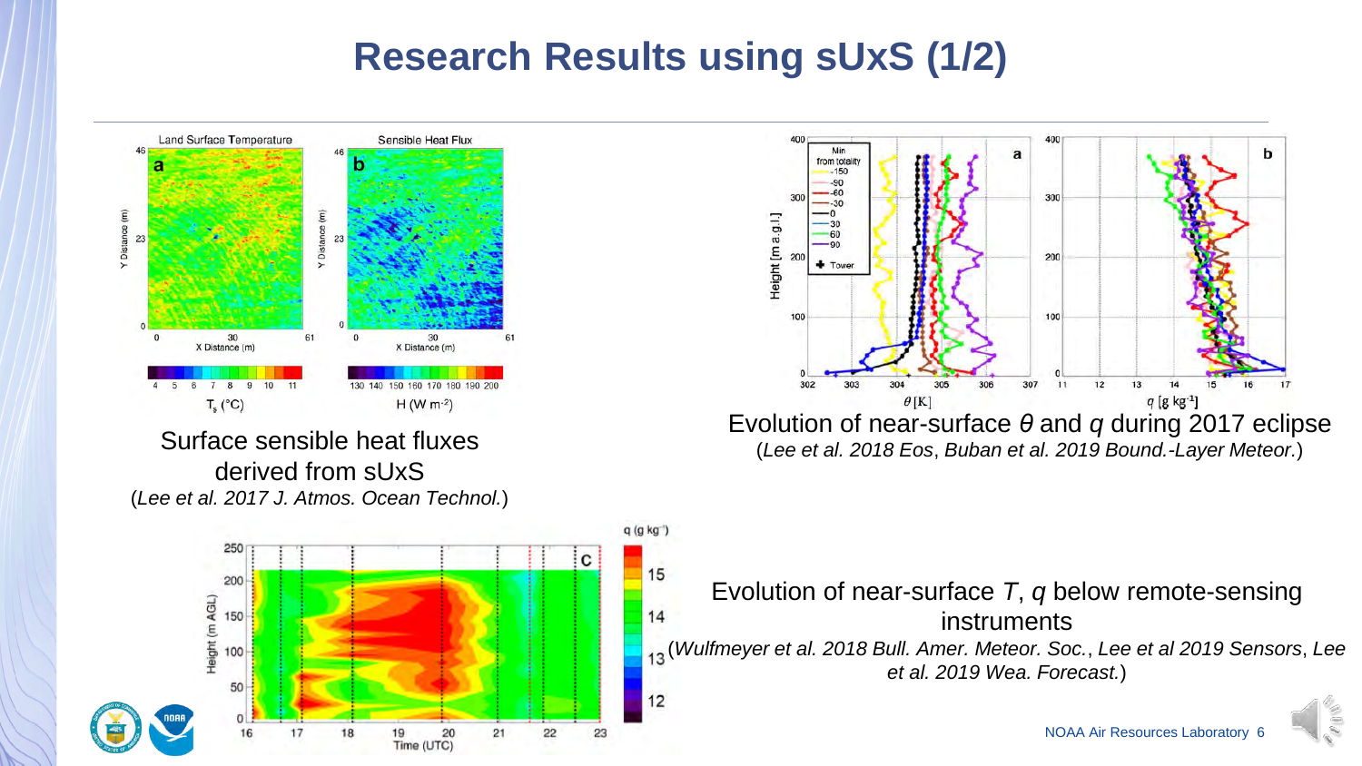# Research Results using sUxS (1/2)

Surface sensible heat fluxes derived from sUxS
(*Lee et al. 2017 J. Atmos. Ocean Technol.*)

Evolution of near-surface $\theta$ and $q$ during 2017 eclipse
(*Lee et al. 2018 Eos*, *Buban et al. 2019 Bound.-Layer Meteor.*)

Evolution of near-surface $T$, $q$ below remote-sensing instruments
(*Wulfmeyer et al. 2018 Bull. Amer. Meteor. Soc.*, *Lee et al 2019 Sensors*, *Lee et al. 2019 Wea. Forecast.*)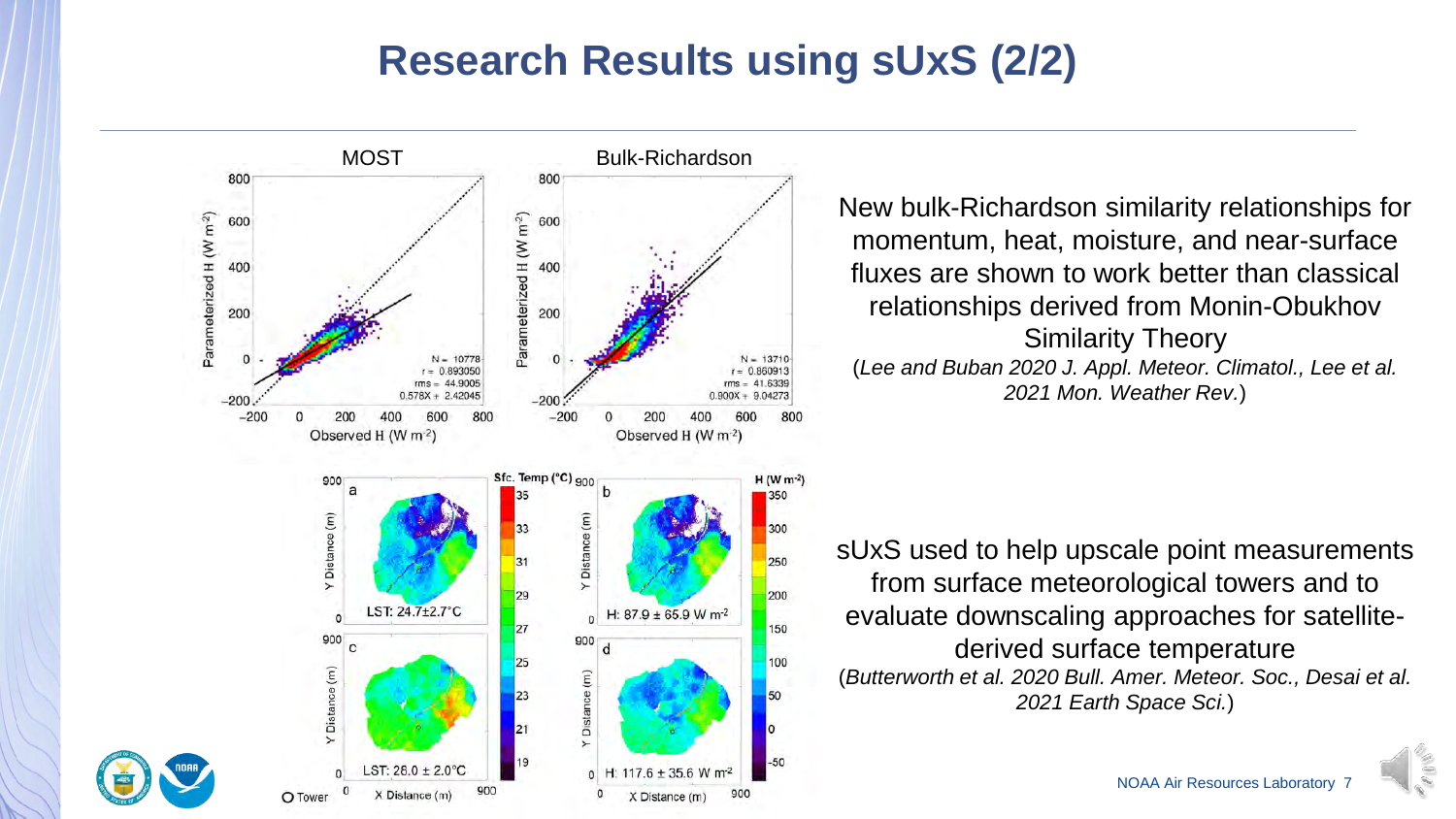# Research Results using sUxS (2/2)

New bulk-Richardson similarity relationships for momentum, heat, moisture, and near-surface fluxes are shown to work better than classical relationships derived from Monin-Obukhov Similarity Theory

(*Lee and Buban 2020 J. Appl. Meteor. Climatol., Lee et al. 2021 Mon. Weather Rev.*)

sUxS used to help upscale point measurements from surface meteorological towers and to evaluate downscaling approaches for satellite-derived surface temperature

(*Butterworth et al. 2020 Bull. Amer. Meteor. Soc., Desai et al. 2021 Earth Space Sci.*)

NOAA Air Resources Laboratory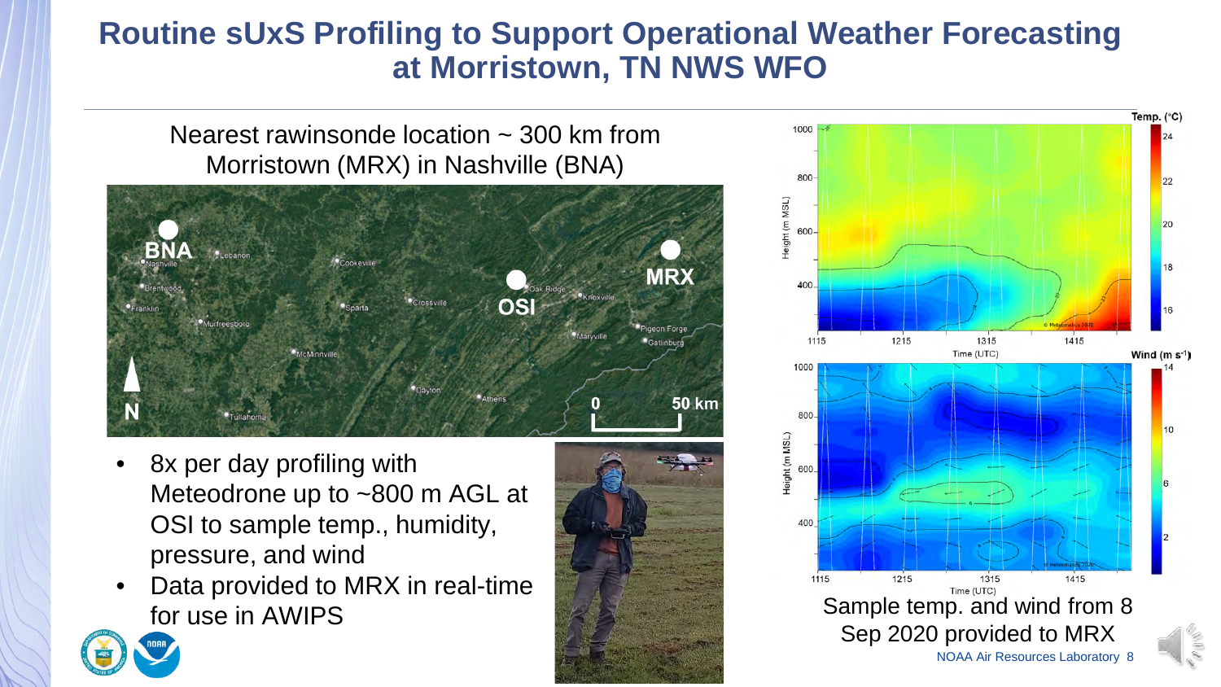# Routine sUxS Profiling to Support Operational Weather Forecasting at Morristown, TN NWS WFO

Nearest rawinsonde location ~ 300 km from Morristown (MRX) in Nashville (BNA)

- 8x per day profiling with Meteodrone up to ~800 m AGL at OSI to sample temp., humidity, pressure, and wind
- Data provided to MRX in real-time for use in AWIPS

Sample temp. and wind from 8 Sep 2020 provided to MRX

NOAA Air Resources Laboratory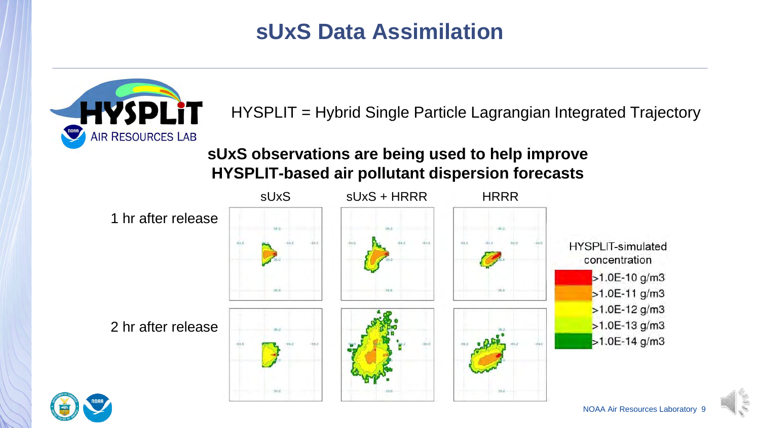# sUxS Data Assimilation

HYSPLIT = Hybrid Single Particle Lagrangian Integrated Trajectory

**sUxS observations are being used to help improve HYSPLIT-based air pollutant dispersion forecasts**

| | sUxS | sUxS + HRRR | HRRR |
|---|---|---|---|
| 1 hr after release | | | |
| 2 hr after release | | | |

HYSPLIT-simulated concentration

- >1.0E-10 g/m3
- >1.0E-11 g/m3
- >1.0E-12 g/m3
- >1.0E-13 g/m3
- >1.0E-14 g/m3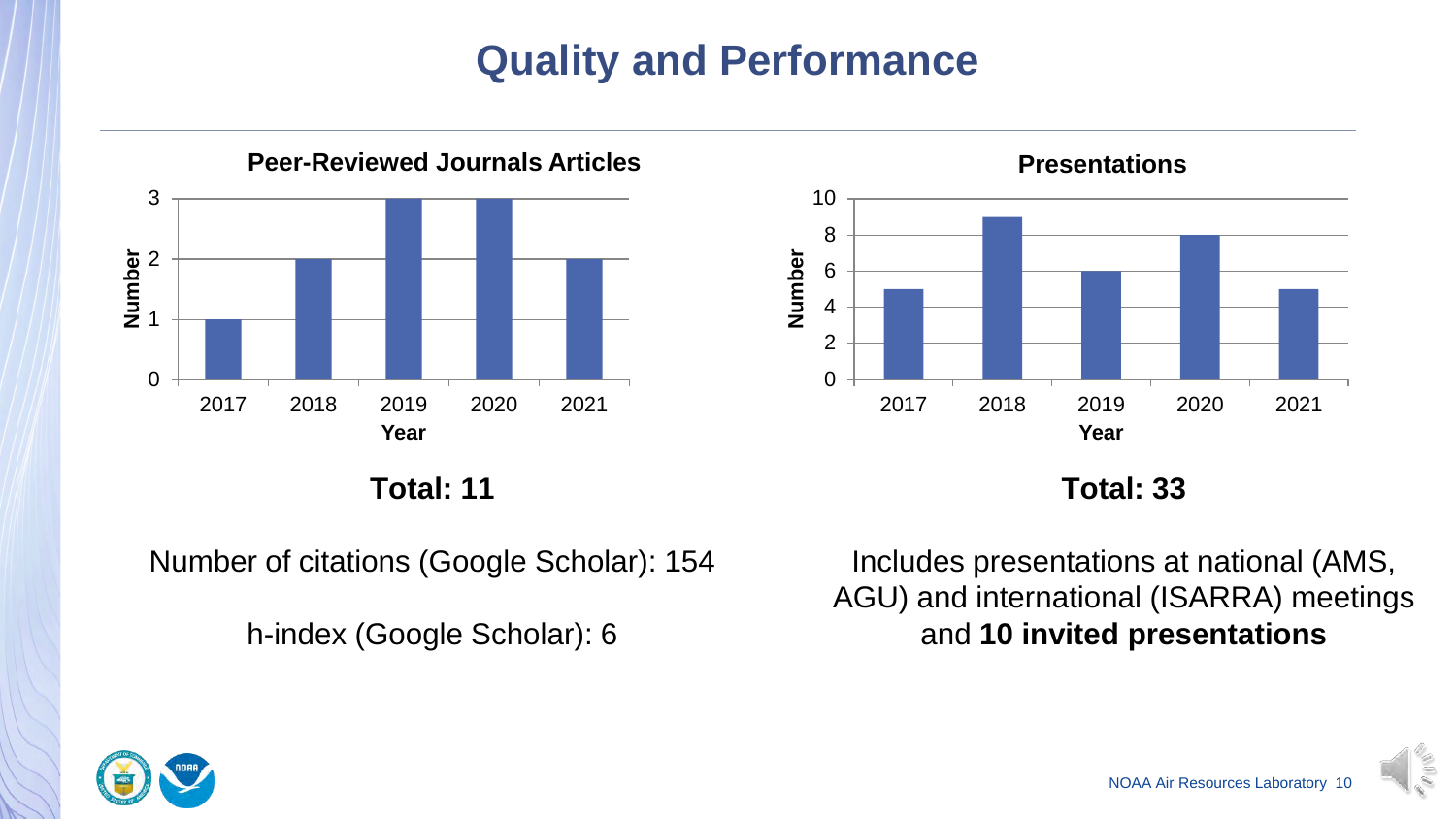# Quality and Performance

**Peer-Reviewed Journals Articles**

| Year | Number |
| --- | --- |
| 2017 | 1 |
| 2018 | 2 |
| 2019 | 3 |
| 2020 | 3 |
| 2021 | 2 |

**Total: 11**

Number of citations (Google Scholar): 154

h-index (Google Scholar): 6

**Presentations**

| Year | Number |
| --- | --- |
| 2017 | 5 |
| 2018 | 9 |
| 2019 | 6 |
| 2020 | 8 |
| 2021 | 5 |

**Total: 33**

Includes presentations at national (AMS, AGU) and international (ISARRA) meetings and **10 invited presentations**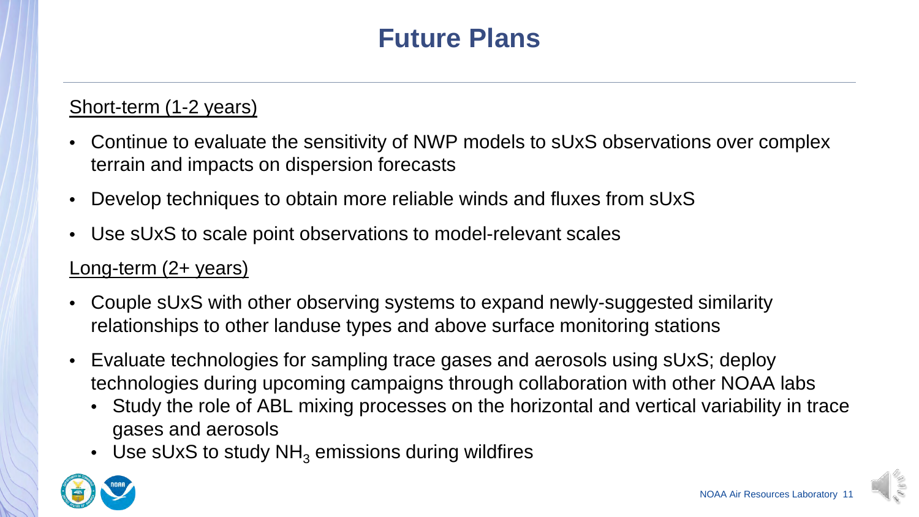# Future Plans

Short-term (1-2 years)

- Continue to evaluate the sensitivity of NWP models to sUxS observations over complex terrain and impacts on dispersion forecasts
- Develop techniques to obtain more reliable winds and fluxes from sUxS
- Use sUxS to scale point observations to model-relevant scales

Long-term (2+ years)

- Couple sUxS with other observing systems to expand newly-suggested similarity relationships to other landuse types and above surface monitoring stations
- Evaluate technologies for sampling trace gases and aerosols using sUxS; deploy technologies during upcoming campaigns through collaboration with other NOAA labs
  - Study the role of ABL mixing processes on the horizontal and vertical variability in trace gases and aerosols
  - Use sUxS to study $NH_3$ emissions during wildfires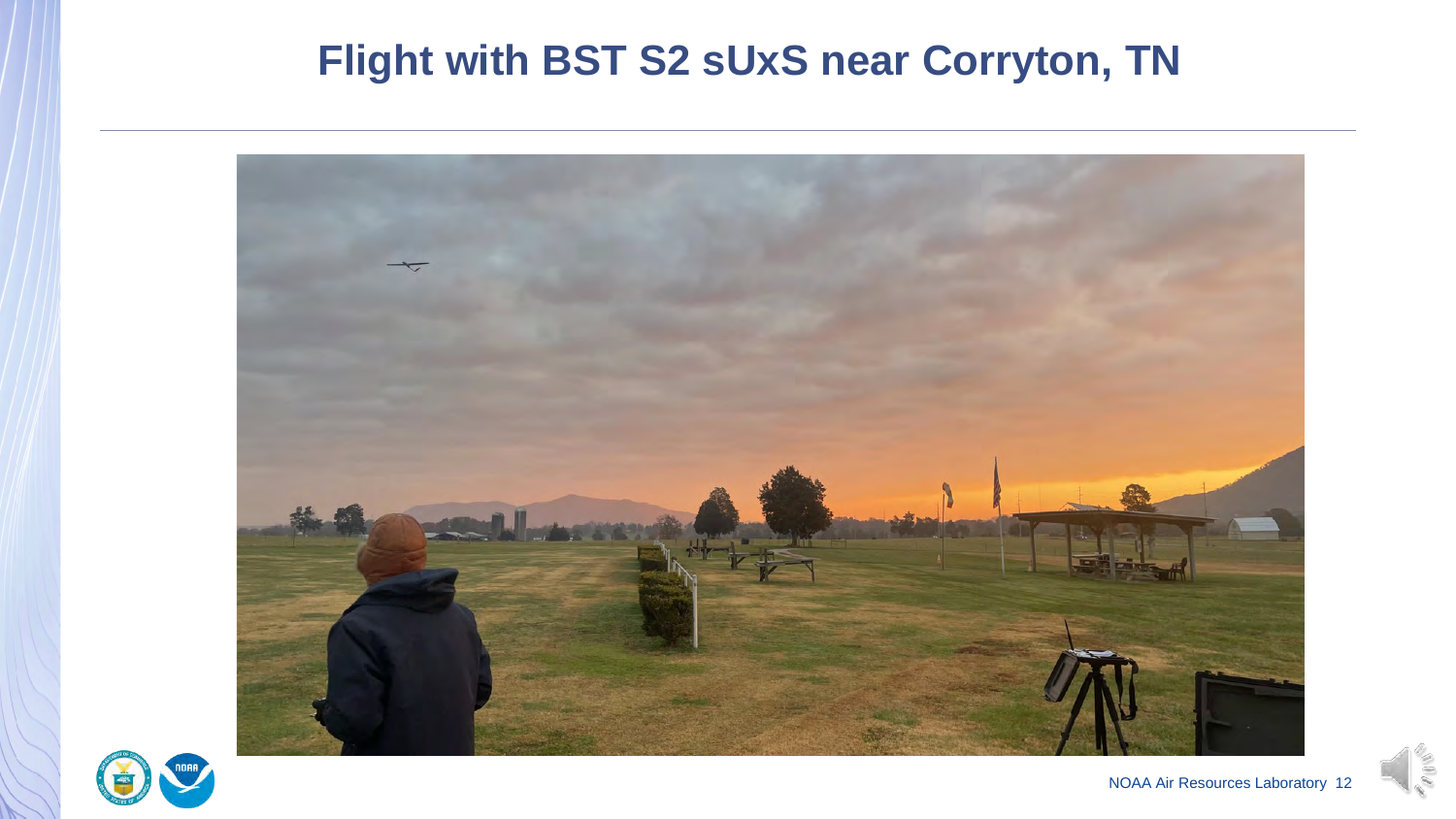# Flight with BST S2 sUxS near Corryton, TN